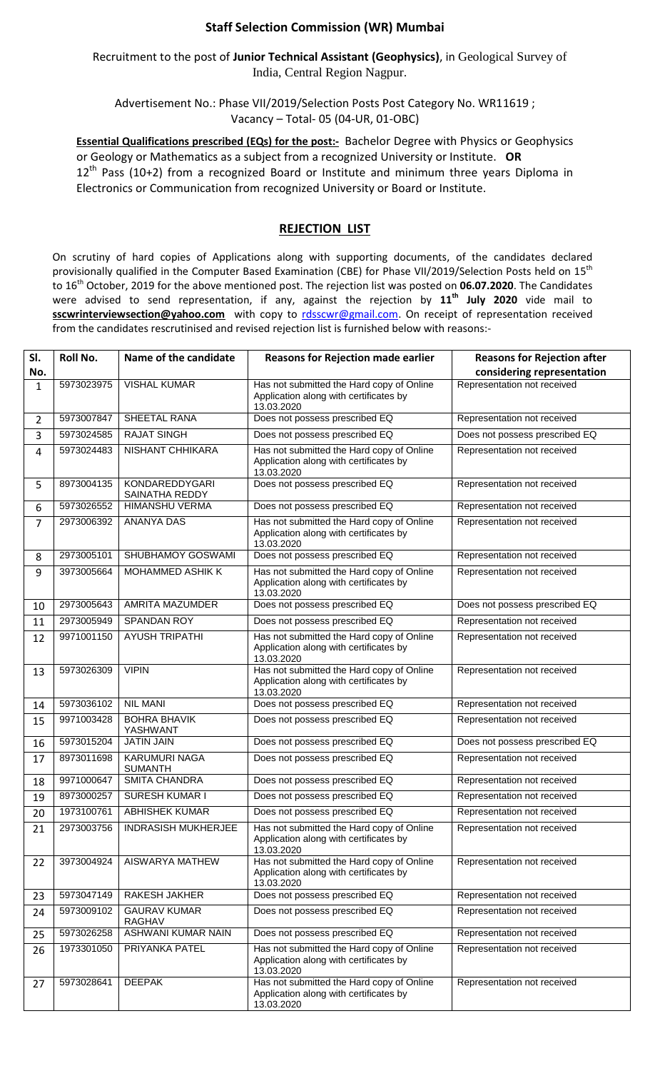## Staff Selection Commission (WR) Mumbai

Recruitment to the post of **Junior Technical Assistant (Geophysics)**, in Geological Survey of India, Central Region Nagpur.

Advertisement No.: Phase VII/2019/Selection Posts Post Category No. WR11619 ; Vacancy – Total- 05 (04-UR, 01-OBC)

**Essential Qualifications prescribed (EQs) for the post:-** Bachelor Degree with Physics or Geophysics or Geology or Mathematics as a subject from a recognized University or Institute. **OR** 12th Pass (10+2) from a recognized Board or Institute and minimum three years Diploma in Electronics or Communication from recognized University or Board or Institute.

## REJECTION LIST

On scrutiny of hard copies of Applications along with supporting documents, of the candidates declared provisionally qualified in the Computer Based Examination (CBE) for Phase VII/2019/Selection Posts held on 15th to 16th October, 2019 for the above mentioned post. The rejection list was posted on **06.07.2020**. The Candidates were advised to send representation, if any, against the rejection by **11th July 2020** vide mail to **sscwrinterviewsection@yahoo.com** with copy to rdsscwr@gmail.com. On receipt of representation received from the candidates rescrutinised and revised rejection list is furnished below with reasons:-

| Sl. No. | Roll No. | Name of the candidate | Reasons for Rejection made earlier | Reasons for Rejection after considering representation |
|---|---|---|---|---|
| 1 | 5973023975 | VISHAL KUMAR | Has not submitted the Hard copy of Online Application along with certificates by 13.03.2020 | Representation not received |
| 2 | 5973007847 | SHEETAL RANA | Does not possess prescribed EQ | Representation not received |
| 3 | 5973024585 | RAJAT SINGH | Does not possess prescribed EQ | Does not possess prescribed EQ |
| 4 | 5973024483 | NISHANT CHHIKARA | Has not submitted the Hard copy of Online Application along with certificates by 13.03.2020 | Representation not received |
| 5 | 8973004135 | KONDAREDDYGARI SAINATHA REDDY | Does not possess prescribed EQ | Representation not received |
| 6 | 5973026552 | HIMANSHU VERMA | Does not possess prescribed EQ | Representation not received |
| 7 | 2973006392 | ANANYA DAS | Has not submitted the Hard copy of Online Application along with certificates by 13.03.2020 | Representation not received |
| 8 | 2973005101 | SHUBHAMOY GOSWAMI | Does not possess prescribed EQ | Representation not received |
| 9 | 3973005664 | MOHAMMED ASHIK K | Has not submitted the Hard copy of Online Application along with certificates by 13.03.2020 | Representation not received |
| 10 | 2973005643 | AMRITA MAZUMDER | Does not possess prescribed EQ | Does not possess prescribed EQ |
| 11 | 2973005949 | SPANDAN ROY | Does not possess prescribed EQ | Representation not received |
| 12 | 9971001150 | AYUSH TRIPATHI | Has not submitted the Hard copy of Online Application along with certificates by 13.03.2020 | Representation not received |
| 13 | 5973026309 | VIPIN | Has not submitted the Hard copy of Online Application along with certificates by 13.03.2020 | Representation not received |
| 14 | 5973036102 | NIL MANI | Does not possess prescribed EQ | Representation not received |
| 15 | 9971003428 | BOHRA BHAVIK YASHWANT | Does not possess prescribed EQ | Representation not received |
| 16 | 5973015204 | JATIN JAIN | Does not possess prescribed EQ | Does not possess prescribed EQ |
| 17 | 8973011698 | KARUMURI NAGA SUMANTH | Does not possess prescribed EQ | Representation not received |
| 18 | 9971000647 | SMITA CHANDRA | Does not possess prescribed EQ | Representation not received |
| 19 | 8973000257 | SURESH KUMAR I | Does not possess prescribed EQ | Representation not received |
| 20 | 1973100761 | ABHISHEK KUMAR | Does not possess prescribed EQ | Representation not received |
| 21 | 2973003756 | INDRASISH MUKHERJEE | Has not submitted the Hard copy of Online Application along with certificates by 13.03.2020 | Representation not received |
| 22 | 3973004924 | AISWARYA MATHEW | Has not submitted the Hard copy of Online Application along with certificates by 13.03.2020 | Representation not received |
| 23 | 5973047149 | RAKESH JAKHER | Does not possess prescribed EQ | Representation not received |
| 24 | 5973009102 | GAURAV KUMAR RAGHAV | Does not possess prescribed EQ | Representation not received |
| 25 | 5973026258 | ASHWANI KUMAR NAIN | Does not possess prescribed EQ | Representation not received |
| 26 | 1973301050 | PRIYANKA PATEL | Has not submitted the Hard copy of Online Application along with certificates by 13.03.2020 | Representation not received |
| 27 | 5973028641 | DEEPAK | Has not submitted the Hard copy of Online Application along with certificates by 13.03.2020 | Representation not received |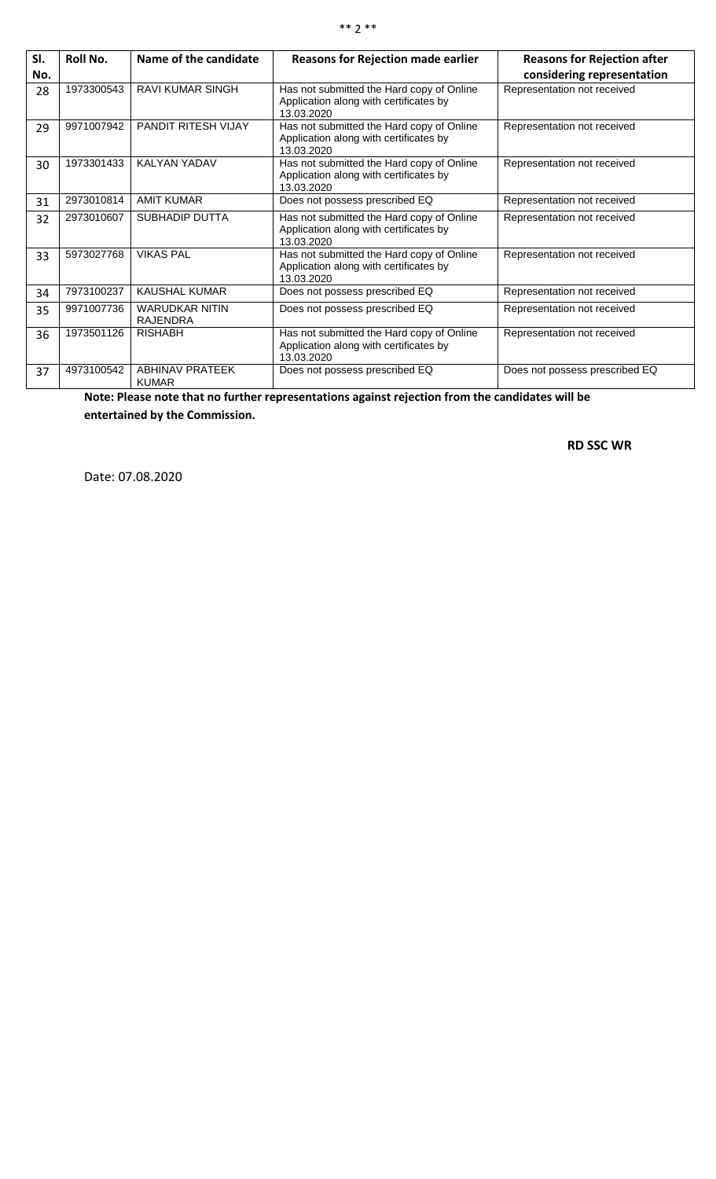| Sl. No. | Roll No. | Name of the candidate | Reasons for Rejection made earlier | Reasons for Rejection after considering representation |
|---|---|---|---|---|
| 28 | 1973300543 | RAVI KUMAR SINGH | Has not submitted the Hard copy of Online Application along with certificates by 13.03.2020 | Representation not received |
| 29 | 9971007942 | PANDIT RITESH VIJAY | Has not submitted the Hard copy of Online Application along with certificates by 13.03.2020 | Representation not received |
| 30 | 1973301433 | KALYAN YADAV | Has not submitted the Hard copy of Online Application along with certificates by 13.03.2020 | Representation not received |
| 31 | 2973010814 | AMIT KUMAR | Does not possess prescribed EQ | Representation not received |
| 32 | 2973010607 | SUBHADIP DUTTA | Has not submitted the Hard copy of Online Application along with certificates by 13.03.2020 | Representation not received |
| 33 | 5973027768 | VIKAS PAL | Has not submitted the Hard copy of Online Application along with certificates by 13.03.2020 | Representation not received |
| 34 | 7973100237 | KAUSHAL KUMAR | Does not possess prescribed EQ | Representation not received |
| 35 | 9971007736 | WARUDKAR NITIN RAJENDRA | Does not possess prescribed EQ | Representation not received |
| 36 | 1973501126 | RISHABH | Has not submitted the Hard copy of Online Application along with certificates by 13.03.2020 | Representation not received |
| 37 | 4973100542 | ABHINAV PRATEEK KUMAR | Does not possess prescribed EQ | Does not possess prescribed EQ |

**Note: Please note that no further representations against rejection from the candidates will be entertained by the Commission.**

**RD SSC WR**

Date: 07.08.2020